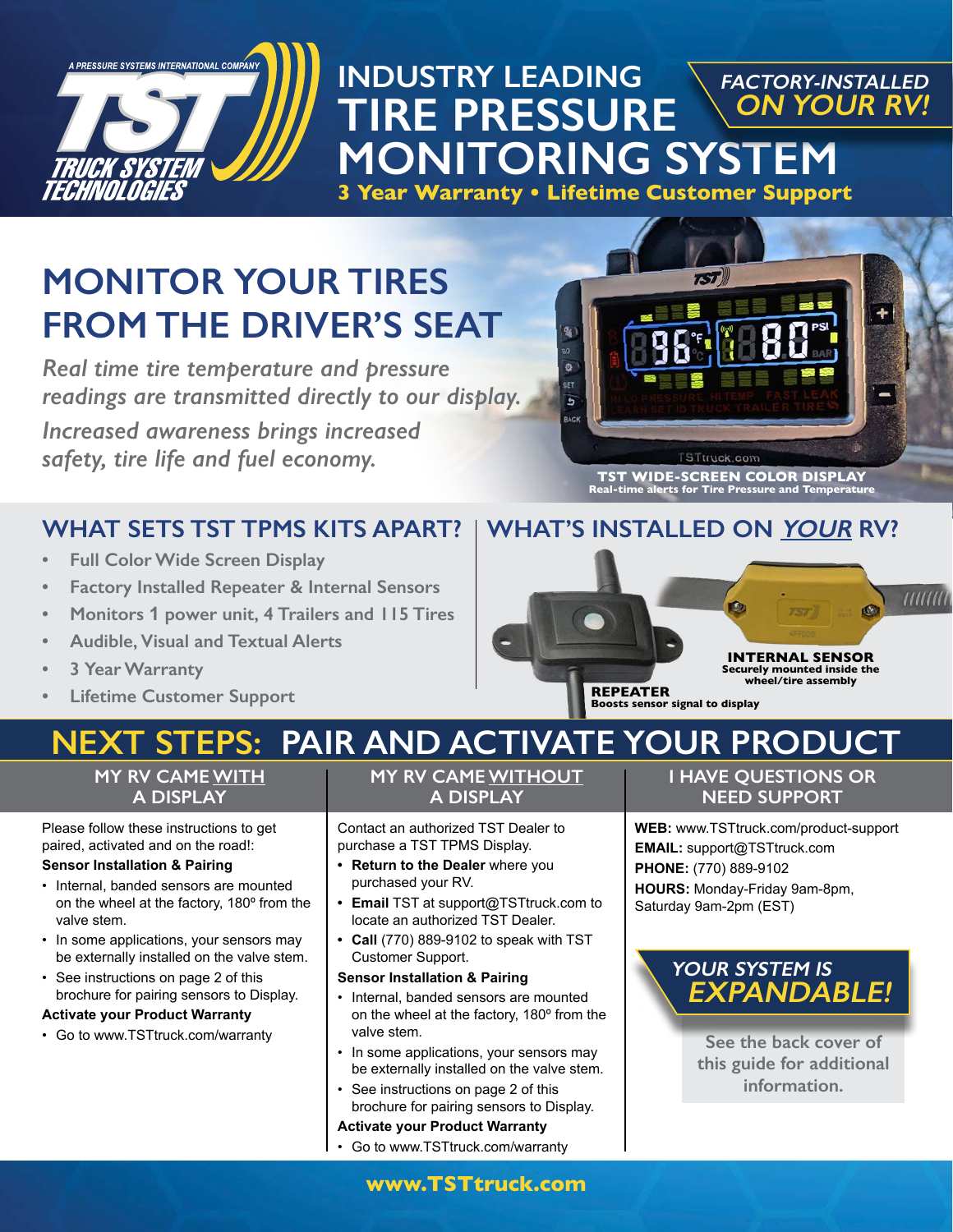A PRESSURE SYSTEMS INTERNATIONAL COMPANY

TST TRUCK SYSTEM TECHNOLOGIES

# INDUSTRY LEADING TIRE PRESSURE MONITORING SYSTEM

*FACTORY-INSTALLED ON YOUR RV!*

**3 Year Warranty • Lifetime Customer Support**

## MONITOR YOUR TIRES FROM THE DRIVER'S SEAT

*Real time tire temperature and pressure readings are transmitted directly to our display.*

*Increased awareness brings increased safety, tire life and fuel economy.*

**TST WIDE-SCREEN COLOR DISPLAY**
**Real-time alerts for Tire Pressure and Temperature**

## WHAT SETS TST TPMS KITS APART?

- Full Color Wide Screen Display
- Factory Installed Repeater & Internal Sensors
- Monitors 1 power unit, 4 Trailers and 115 Tires
- Audible, Visual and Textual Alerts
- 3 Year Warranty
- Lifetime Customer Support

## WHAT'S INSTALLED ON *YOUR* RV?

**INTERNAL SENSOR**
**Securely mounted inside the wheel/tire assembly**

**REPEATER**
**Boosts sensor signal to display**

# NEXT STEPS: PAIR AND ACTIVATE YOUR PRODUCT

### MY RV CAME WITH A DISPLAY

Please follow these instructions to get paired, activated and on the road!:

**Sensor Installation & Pairing**

- Internal, banded sensors are mounted on the wheel at the factory, 180º from the valve stem.
- In some applications, your sensors may be externally installed on the valve stem.
- See instructions on page 2 of this brochure for pairing sensors to Display.

**Activate your Product Warranty**

- Go to www.TSTtruck.com/warranty

### MY RV CAME WITHOUT A DISPLAY

Contact an authorized TST Dealer to purchase a TST TPMS Display.

- **Return to the Dealer** where you purchased your RV.
- **Email** TST at support@TSTtruck.com to locate an authorized TST Dealer.
- **Call** (770) 889-9102 to speak with TST Customer Support.

**Sensor Installation & Pairing**

- Internal, banded sensors are mounted on the wheel at the factory, 180º from the valve stem.
- In some applications, your sensors may be externally installed on the valve stem.
- See instructions on page 2 of this brochure for pairing sensors to Display.

**Activate your Product Warranty**

- Go to www.TSTtruck.com/warranty

### I HAVE QUESTIONS OR NEED SUPPORT

**WEB:** www.TSTtruck.com/product-support
**EMAIL:** support@TSTtruck.com
**PHONE:** (770) 889-9102
**HOURS:** Monday-Friday 9am-8pm, Saturday 9am-2pm (EST)

*YOUR SYSTEM IS EXPANDABLE!*

See the back cover of this guide for additional information.

**www.TSTtruck.com**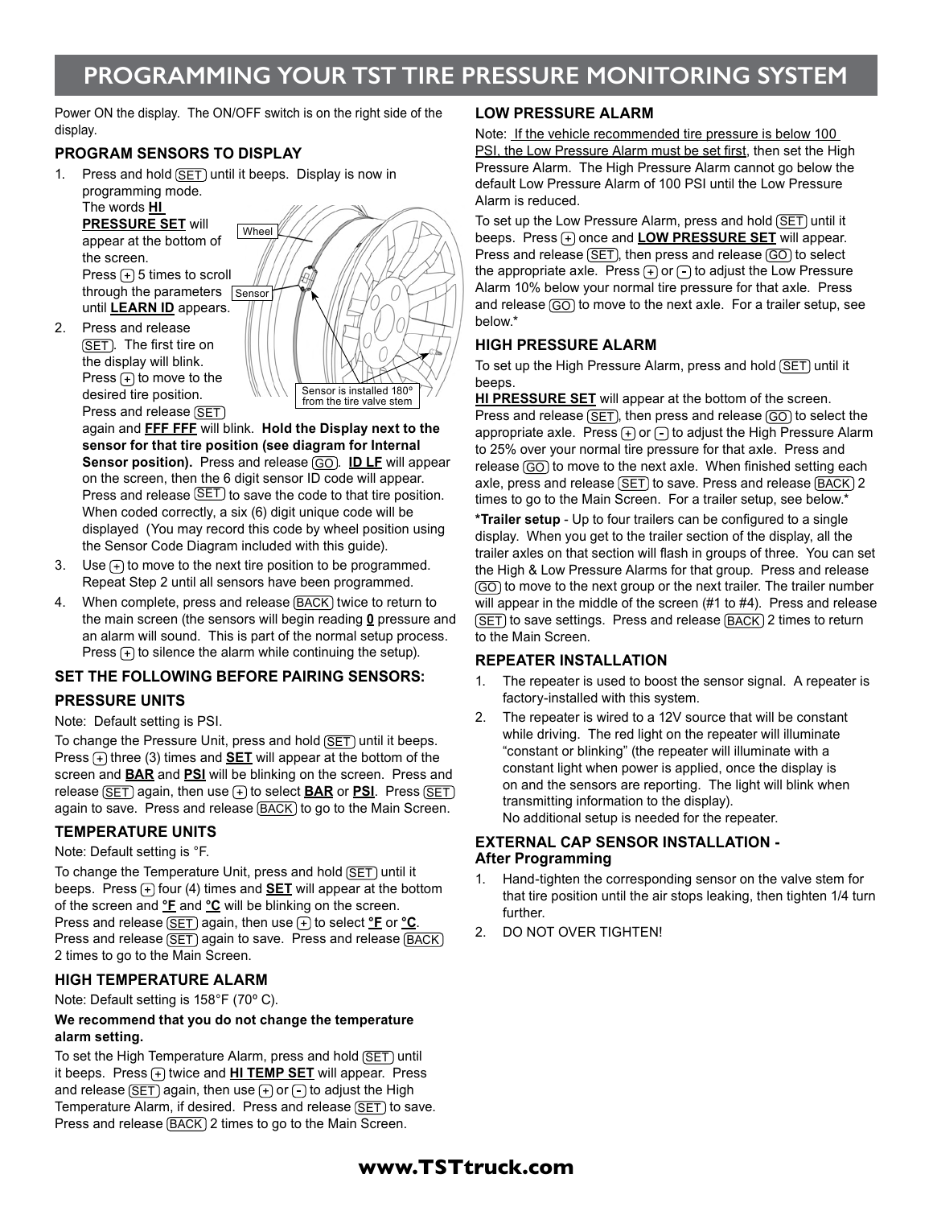# PROGRAMMING YOUR TST TIRE PRESSURE MONITORING SYSTEM

Power ON the display. The ON/OFF switch is on the right side of the display.

### PROGRAM SENSORS TO DISPLAY

1. Press and hold SET until it beeps. Display is now in programming mode. The words **HI PRESSURE SET** will appear at the bottom of the screen. Press + 5 times to scroll through the parameters until **LEARN ID** appears.
2. Press and release SET. The first tire on the display will blink. Press + to move to the desired tire position. Press and release SET again and **FFF FFF** will blink. **Hold the Display next to the sensor for that tire position (see diagram for Internal Sensor position).** Press and release GO. **ID LF** will appear on the screen, then the 6 digit sensor ID code will appear. Press and release SET to save the code to that tire position. When coded correctly, a six (6) digit unique code will be displayed (You may record this code by wheel position using the Sensor Code Diagram included with this guide).
3. Use + to move to the next tire position to be programmed. Repeat Step 2 until all sensors have been programmed.
4. When complete, press and release BACK twice to return to the main screen (the sensors will begin reading **0** pressure and an alarm will sound. This is part of the normal setup process. Press + to silence the alarm while continuing the setup).

Wheel

Sensor

Sensor is installed 180° from the tire valve stem

### SET THE FOLLOWING BEFORE PAIRING SENSORS:

### PRESSURE UNITS

Note: Default setting is PSI.

To change the Pressure Unit, press and hold SET until it beeps. Press + three (3) times and **SET** will appear at the bottom of the screen and **BAR** and **PSI** will be blinking on the screen. Press and release SET again, then use + to select **BAR** or **PSI**. Press SET again to save. Press and release BACK to go to the Main Screen.

### TEMPERATURE UNITS

Note: Default setting is °F.

To change the Temperature Unit, press and hold SET until it beeps. Press + four (4) times and **SET** will appear at the bottom of the screen and **°F** and **°C** will be blinking on the screen. Press and release SET again, then use + to select **°F** or **°C**. Press and release SET again to save. Press and release BACK 2 times to go to the Main Screen.

### HIGH TEMPERATURE ALARM

Note: Default setting is 158°F (70° C).

**We recommend that you do not change the temperature alarm setting.**

To set the High Temperature Alarm, press and hold SET until it beeps. Press + twice and **HI TEMP SET** will appear. Press and release SET again, then use + or - to adjust the High Temperature Alarm, if desired. Press and release SET to save. Press and release BACK 2 times to go to the Main Screen.

### LOW PRESSURE ALARM

Note: If the vehicle recommended tire pressure is below 100 PSI, the Low Pressure Alarm must be set first, then set the High Pressure Alarm. The High Pressure Alarm cannot go below the default Low Pressure Alarm of 100 PSI until the Low Pressure Alarm is reduced.

To set up the Low Pressure Alarm, press and hold SET until it beeps. Press + once and **LOW PRESSURE SET** will appear. Press and release SET, then press and release GO to select the appropriate axle. Press + or - to adjust the Low Pressure Alarm 10% below your normal tire pressure for that axle. Press and release GO to move to the next axle. For a trailer setup, see below.*

### HIGH PRESSURE ALARM

To set up the High Pressure Alarm, press and hold SET until it beeps.

**HI PRESSURE SET** will appear at the bottom of the screen. Press and release SET, then press and release GO to select the appropriate axle. Press + or - to adjust the High Pressure Alarm to 25% over your normal tire pressure for that axle. Press and release GO to move to the next axle. When finished setting each axle, press and release SET to save. Press and release BACK 2 times to go to the Main Screen. For a trailer setup, see below.*

***Trailer setup** - Up to four trailers can be configured to a single display. When you get to the trailer section of the display, all the trailer axles on that section will flash in groups of three. You can set the High & Low Pressure Alarms for that group. Press and release GO to move to the next group or the next trailer. The trailer number will appear in the middle of the screen (#1 to #4). Press and release SET to save settings. Press and release BACK 2 times to return to the Main Screen.

### REPEATER INSTALLATION

1. The repeater is used to boost the sensor signal. A repeater is factory-installed with this system.
2. The repeater is wired to a 12V source that will be constant while driving. The red light on the repeater will illuminate "constant or blinking" (the repeater will illuminate with a constant light when power is applied, once the display is on and the sensors are reporting. The light will blink when transmitting information to the display).
   No additional setup is needed for the repeater.

### EXTERNAL CAP SENSOR INSTALLATION - After Programming

1. Hand-tighten the corresponding sensor on the valve stem for that tire position until the air stops leaking, then tighten 1/4 turn further.
2. DO NOT OVER TIGHTEN!

**www.TSTtruck.com**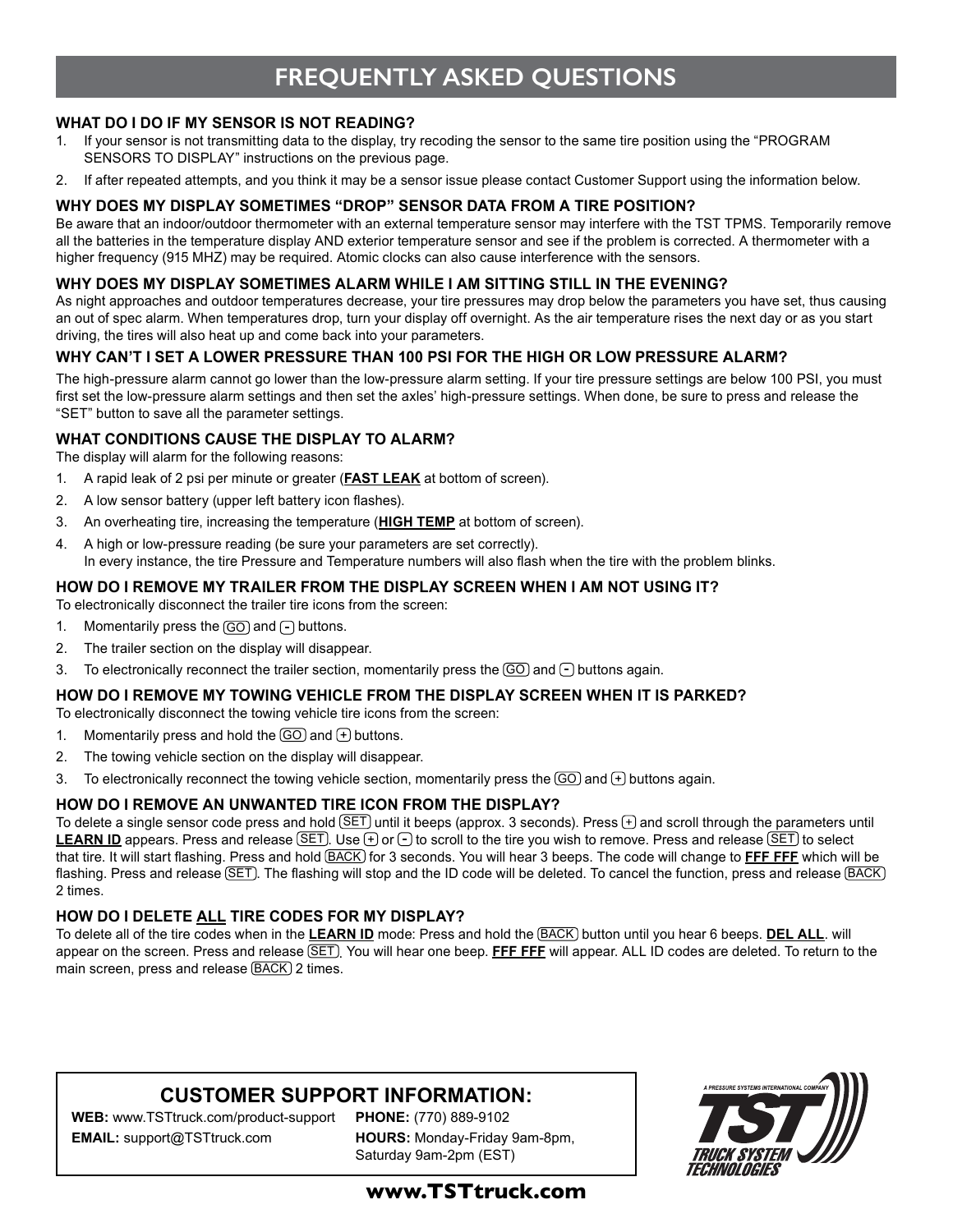# FREQUENTLY ASKED QUESTIONS

### WHAT DO I DO IF MY SENSOR IS NOT READING?

1. If your sensor is not transmitting data to the display, try recoding the sensor to the same tire position using the "PROGRAM SENSORS TO DISPLAY" instructions on the previous page.
2. If after repeated attempts, and you think it may be a sensor issue please contact Customer Support using the information below.

### WHY DOES MY DISPLAY SOMETIMES "DROP" SENSOR DATA FROM A TIRE POSITION?

Be aware that an indoor/outdoor thermometer with an external temperature sensor may interfere with the TST TPMS. Temporarily remove all the batteries in the temperature display AND exterior temperature sensor and see if the problem is corrected. A thermometer with a higher frequency (915 MHZ) may be required. Atomic clocks can also cause interference with the sensors.

### WHY DOES MY DISPLAY SOMETIMES ALARM WHILE I AM SITTING STILL IN THE EVENING?

As night approaches and outdoor temperatures decrease, your tire pressures may drop below the parameters you have set, thus causing an out of spec alarm. When temperatures drop, turn your display off overnight. As the air temperature rises the next day or as you start driving, the tires will also heat up and come back into your parameters.

### WHY CAN'T I SET A LOWER PRESSURE THAN 100 PSI FOR THE HIGH OR LOW PRESSURE ALARM?

The high-pressure alarm cannot go lower than the low-pressure alarm setting. If your tire pressure settings are below 100 PSI, you must first set the low-pressure alarm settings and then set the axles' high-pressure settings. When done, be sure to press and release the "SET" button to save all the parameter settings.

### WHAT CONDITIONS CAUSE THE DISPLAY TO ALARM?

The display will alarm for the following reasons:

1. A rapid leak of 2 psi per minute or greater (**FAST LEAK** at bottom of screen).
2. A low sensor battery (upper left battery icon flashes).
3. An overheating tire, increasing the temperature (**HIGH TEMP** at bottom of screen).
4. A high or low-pressure reading (be sure your parameters are set correctly).
   In every instance, the tire Pressure and Temperature numbers will also flash when the tire with the problem blinks.

### HOW DO I REMOVE MY TRAILER FROM THE DISPLAY SCREEN WHEN I AM NOT USING IT?

To electronically disconnect the trailer tire icons from the screen:

1. Momentarily press the GO and - buttons.
2. The trailer section on the display will disappear.
3. To electronically reconnect the trailer section, momentarily press the GO and - buttons again.

### HOW DO I REMOVE MY TOWING VEHICLE FROM THE DISPLAY SCREEN WHEN IT IS PARKED?

To electronically disconnect the towing vehicle tire icons from the screen:

1. Momentarily press and hold the GO and + buttons.
2. The towing vehicle section on the display will disappear.
3. To electronically reconnect the towing vehicle section, momentarily press the GO and + buttons again.

### HOW DO I REMOVE AN UNWANTED TIRE ICON FROM THE DISPLAY?

To delete a single sensor code press and hold SET until it beeps (approx. 3 seconds). Press + and scroll through the parameters until **LEARN ID** appears. Press and release SET. Use + or - to scroll to the tire you wish to remove. Press and release SET to select that tire. It will start flashing. Press and hold BACK for 3 seconds. You will hear 3 beeps. The code will change to **FFF FFF** which will be flashing. Press and release SET. The flashing will stop and the ID code will be deleted. To cancel the function, press and release BACK 2 times.

### HOW DO I DELETE ALL TIRE CODES FOR MY DISPLAY?

To delete all of the tire codes when in the **LEARN ID** mode: Press and hold the BACK button until you hear 6 beeps. **DEL ALL**. will appear on the screen. Press and release SET. You will hear one beep. **FFF FFF** will appear. ALL ID codes are deleted. To return to the main screen, press and release BACK 2 times.

## CUSTOMER SUPPORT INFORMATION:

**WEB:** www.TSTtruck.com/product-support

**EMAIL:** support@TSTtruck.com

**PHONE:** (770) 889-9102

**HOURS:** Monday-Friday 9am-8pm, Saturday 9am-2pm (EST)

A PRESSURE SYSTEMS INTERNATIONAL COMPANY

TST TRUCK SYSTEM TECHNOLOGIES

**www.TSTtruck.com**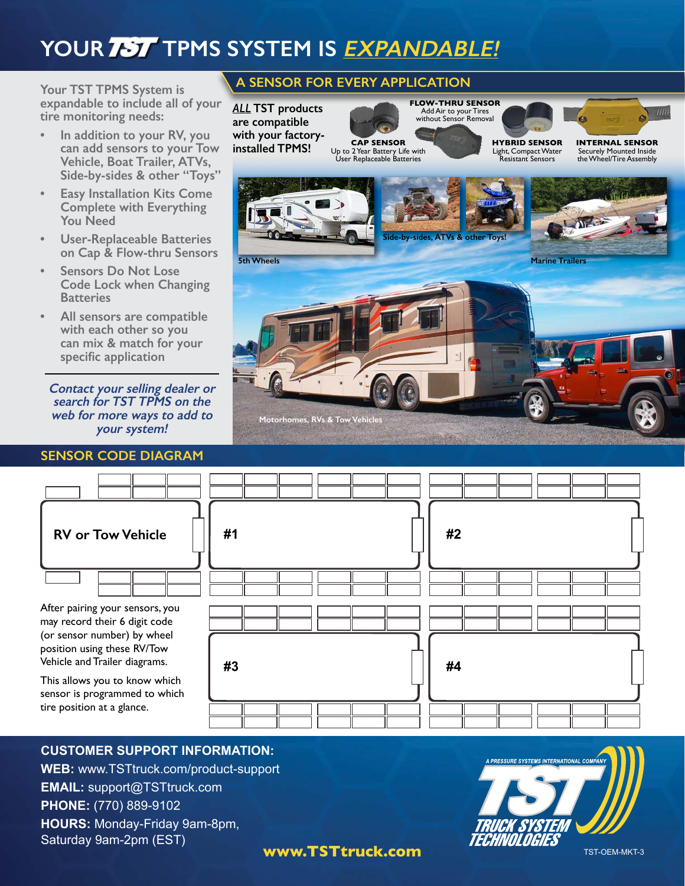# YOUR TST TPMS SYSTEM IS *EXPANDABLE!*

Your TST TPMS System is expandable to include all of your tire monitoring needs:

- In addition to your RV, you can add sensors to your Tow Vehicle, Boat Trailer, ATVs, Side-by-sides & other "Toys"
- Easy Installation Kits Come Complete with Everything You Need
- User-Replaceable Batteries on Cap & Flow-thru Sensors
- Sensors Do Not Lose Code Lock when Changing Batteries
- All sensors are compatible with each other so you can mix & match for your specific application

*Contact your selling dealer or search for TST TPMS on the web for more ways to add to your system!*

## A SENSOR FOR EVERY APPLICATION

*ALL* TST products are compatible with your factory-installed TPMS!

**FLOW-THRU SENSOR**
Add Air to your Tires without Sensor Removal

**CAP SENSOR**
Up to 2 Year Battery Life with User Replaceable Batteries

**HYBRID SENSOR**
Light, Compact Water Resistant Sensors

**INTERNAL SENSOR**
Securely Mounted Inside the Wheel/Tire Assembly

5th Wheels

Side-by-sides, ATVs & other Toys!

Marine Trailers

Motorhomes, RVs & Tow Vehicles

## SENSOR CODE DIAGRAM

RV or Tow Vehicle

#1

#2

#3

#4

After pairing your sensors, you may record their 6 digit code (or sensor number) by wheel position using these RV/Tow Vehicle and Trailer diagrams.

This allows you to know which sensor is programmed to which tire position at a glance.

**CUSTOMER SUPPORT INFORMATION:**
**WEB:** www.TSTtruck.com/product-support
**EMAIL:** support@TSTtruck.com
**PHONE:** (770) 889-9102
**HOURS:** Monday-Friday 9am-8pm, Saturday 9am-2pm (EST)

**www.TSTtruck.com**

A PRESSURE SYSTEMS INTERNATIONAL COMPANY
TST TRUCK SYSTEM TECHNOLOGIES

TST-OEM-MKT-3